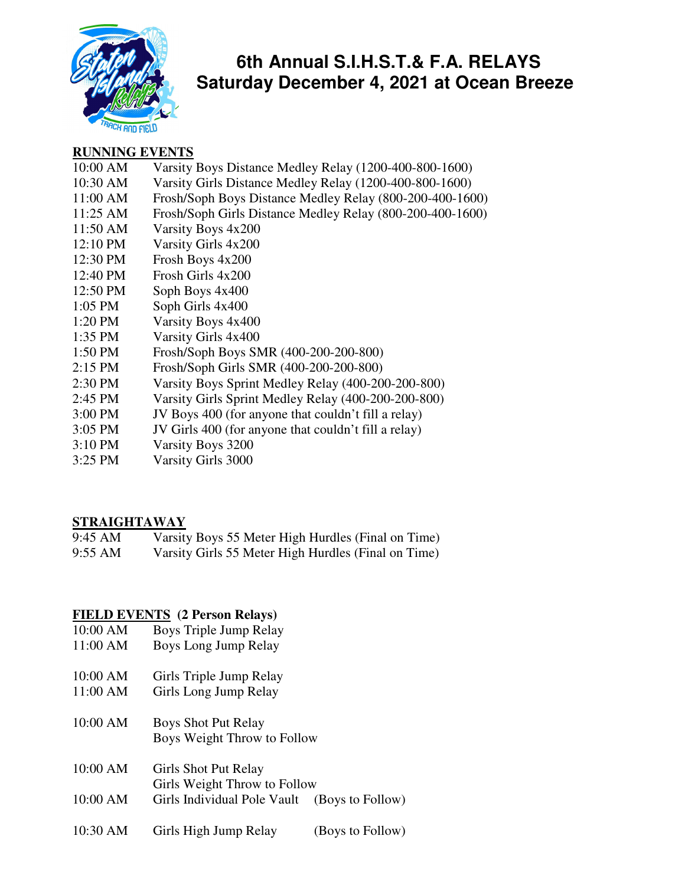# 6th Annual S.I.H.S.T.& F.A. RELAYS
# Saturday December 4, 2021 at Ocean Breeze

**RUNNING EVENTS**

| | |
|---|---|
| 10:00 AM | Varsity Boys Distance Medley Relay (1200-400-800-1600) |
| 10:30 AM | Varsity Girls Distance Medley Relay (1200-400-800-1600) |
| 11:00 AM | Frosh/Soph Boys Distance Medley Relay (800-200-400-1600) |
| 11:25 AM | Frosh/Soph Girls Distance Medley Relay (800-200-400-1600) |
| 11:50 AM | Varsity Boys 4x200 |
| 12:10 PM | Varsity Girls 4x200 |
| 12:30 PM | Frosh Boys 4x200 |
| 12:40 PM | Frosh Girls 4x200 |
| 12:50 PM | Soph Boys 4x400 |
| 1:05 PM | Soph Girls 4x400 |
| 1:20 PM | Varsity Boys 4x400 |
| 1:35 PM | Varsity Girls 4x400 |
| 1:50 PM | Frosh/Soph Boys SMR (400-200-200-800) |
| 2:15 PM | Frosh/Soph Girls SMR (400-200-200-800) |
| 2:30 PM | Varsity Boys Sprint Medley Relay (400-200-200-800) |
| 2:45 PM | Varsity Girls Sprint Medley Relay (400-200-200-800) |
| 3:00 PM | JV Boys 400 (for anyone that couldn't fill a relay) |
| 3:05 PM | JV Girls 400 (for anyone that couldn't fill a relay) |
| 3:10 PM | Varsity Boys 3200 |
| 3:25 PM | Varsity Girls 3000 |

**STRAIGHTAWAY**

| | |
|---|---|
| 9:45 AM | Varsity Boys 55 Meter High Hurdles (Final on Time) |
| 9:55 AM | Varsity Girls 55 Meter High Hurdles (Final on Time) |

**FIELD EVENTS (2 Person Relays)**

| | | |
|---|---|---|
| 10:00 AM | Boys Triple Jump Relay | |
| 11:00 AM | Boys Long Jump Relay | |
| 10:00 AM | Girls Triple Jump Relay | |
| 11:00 AM | Girls Long Jump Relay | |
| 10:00 AM | Boys Shot Put Relay<br>Boys Weight Throw to Follow | |
| 10:00 AM | Girls Shot Put Relay<br>Girls Weight Throw to Follow | |
| 10:00 AM | Girls Individual Pole Vault | (Boys to Follow) |
| 10:30 AM | Girls High Jump Relay | (Boys to Follow) |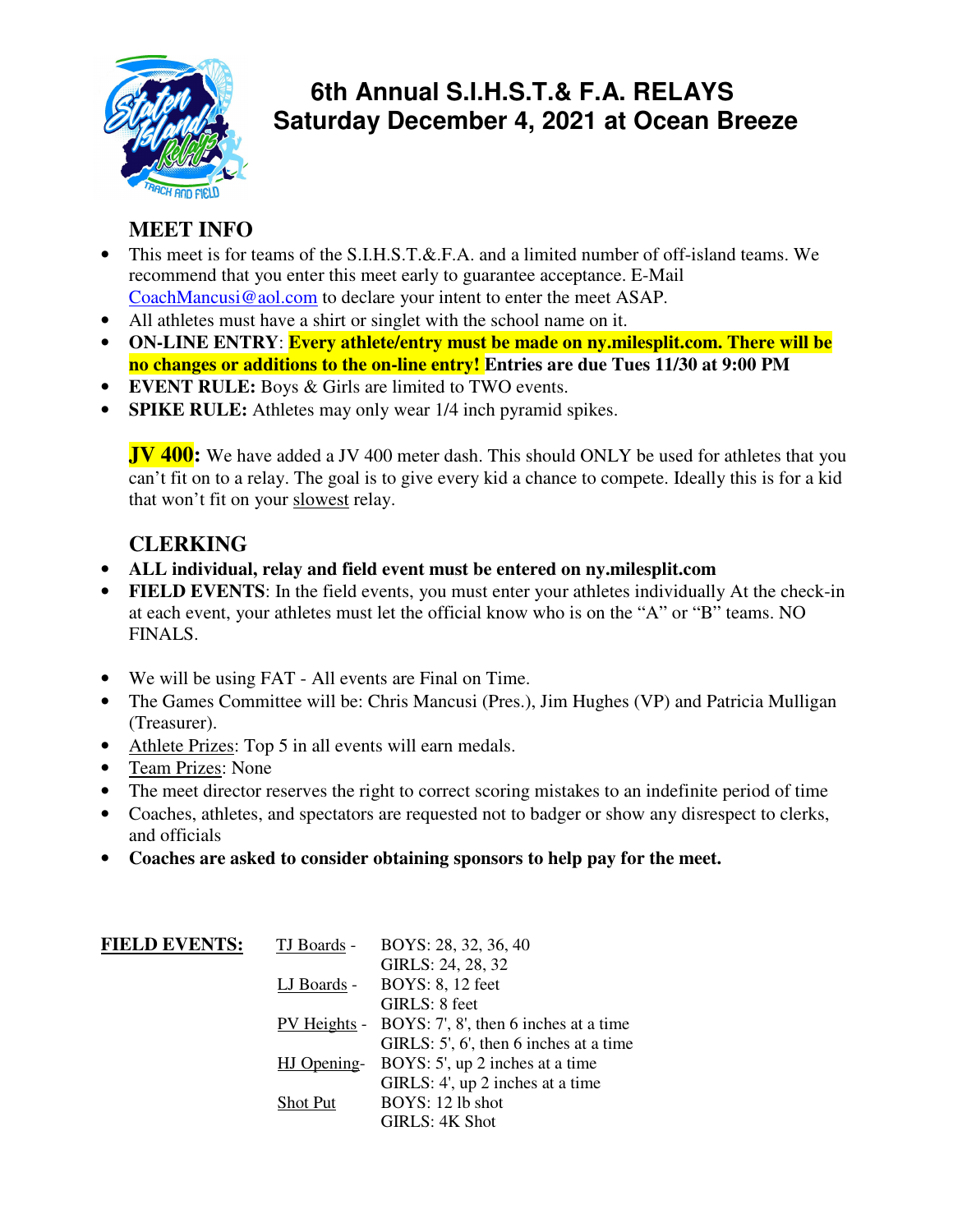# 6th Annual S.I.H.S.T.& F.A. RELAYS
# Saturday December 4, 2021 at Ocean Breeze

## MEET INFO

- This meet is for teams of the S.I.H.S.T.&.F.A. and a limited number of off-island teams. We recommend that you enter this meet early to guarantee acceptance. E-Mail CoachMancusi@aol.com to declare your intent to enter the meet ASAP.
- All athletes must have a shirt or singlet with the school name on it.
- **ON-LINE ENTRY**: **Every athlete/entry must be made on ny.milesplit.com. There will be no changes or additions to the on-line entry! Entries are due Tues 11/30 at 9:00 PM**
- **EVENT RULE:** Boys & Girls are limited to TWO events.
- **SPIKE RULE:** Athletes may only wear 1/4 inch pyramid spikes.

**JV 400:** We have added a JV 400 meter dash. This should ONLY be used for athletes that you can't fit on to a relay. The goal is to give every kid a chance to compete. Ideally this is for a kid that won't fit on your slowest relay.

## CLERKING

- **ALL individual, relay and field event must be entered on ny.milesplit.com**
- **FIELD EVENTS**: In the field events, you must enter your athletes individually At the check-in at each event, your athletes must let the official know who is on the "A" or "B" teams. NO FINALS.

- We will be using FAT - All events are Final on Time.
- The Games Committee will be: Chris Mancusi (Pres.), Jim Hughes (VP) and Patricia Mulligan (Treasurer).
- Athlete Prizes: Top 5 in all events will earn medals.
- Team Prizes: None
- The meet director reserves the right to correct scoring mistakes to an indefinite period of time
- Coaches, athletes, and spectators are requested not to badger or show any disrespect to clerks, and officials
- **Coaches are asked to consider obtaining sponsors to help pay for the meet.**

**FIELD EVENTS:**

| | |
|---|---|
| TJ Boards - | BOYS: 28, 32, 36, 40 |
| | GIRLS: 24, 28, 32 |
| LJ Boards - | BOYS: 8, 12 feet |
| | GIRLS: 8 feet |
| PV Heights - | BOYS: 7', 8', then 6 inches at a time |
| | GIRLS: 5', 6', then 6 inches at a time |
| HJ Opening- | BOYS: 5', up 2 inches at a time |
| | GIRLS: 4', up 2 inches at a time |
| Shot Put | BOYS: 12 lb shot |
| | GIRLS: 4K Shot |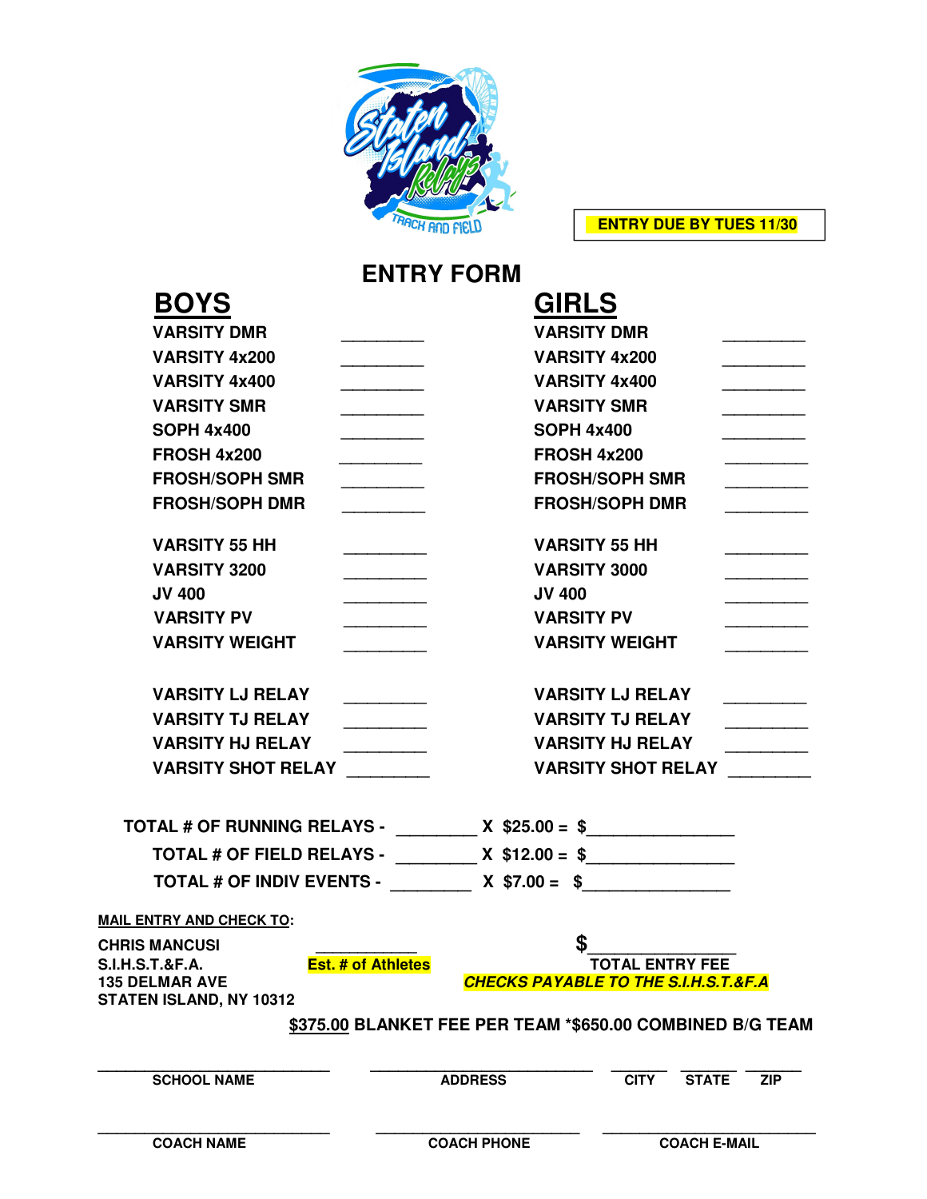**ENTRY DUE BY TUES 11/30**

# ENTRY FORM

| BOYS | | GIRLS | |
|---|---|---|---|
| VARSITY DMR | _________ | VARSITY DMR | _________ |
| VARSITY 4x200 | _________ | VARSITY 4x200 | _________ |
| VARSITY 4x400 | _________ | VARSITY 4x400 | _________ |
| VARSITY SMR | _________ | VARSITY SMR | _________ |
| SOPH 4x400 | _________ | SOPH 4x400 | _________ |
| FROSH 4x200 | _________ | FROSH 4x200 | _________ |
| FROSH/SOPH SMR | _________ | FROSH/SOPH SMR | _________ |
| FROSH/SOPH DMR | _________ | FROSH/SOPH DMR | _________ |
| VARSITY 55 HH | _________ | VARSITY 55 HH | _________ |
| VARSITY 3200 | _________ | VARSITY 3000 | _________ |
| JV 400 | _________ | JV 400 | _________ |
| VARSITY PV | _________ | VARSITY PV | _________ |
| VARSITY WEIGHT | _________ | VARSITY WEIGHT | _________ |
| VARSITY LJ RELAY | _________ | VARSITY LJ RELAY | _________ |
| VARSITY TJ RELAY | _________ | VARSITY TJ RELAY | _________ |
| VARSITY HJ RELAY | _________ | VARSITY HJ RELAY | _________ |
| VARSITY SHOT RELAY | _________ | VARSITY SHOT RELAY | _________ |

**TOTAL # OF RUNNING RELAYS -** _________ **X $25.00 = $**________________

**TOTAL # OF FIELD RELAYS -** _________ **X $12.00 = $**________________

**TOTAL # OF INDIV EVENTS -** _________ **X $7.00 = $**________________

**MAIL ENTRY AND CHECK TO:**

**CHRIS MANCUSI**
**S.I.H.S.T.&F.A.**
**135 DELMAR AVE**
**STATEN ISLAND, NY 10312**

____________
**Est. # of Athletes**

**$**________________
**TOTAL ENTRY FEE**
***CHECKS PAYABLE TO THE S.I.H.S.T.&F.A***

**$375.00 BLANKET FEE PER TEAM *$650.00 COMBINED B/G TEAM**

| ____________________ | ____________________ | _______ | _______ | _______ |
|---|---|---|---|---|
| SCHOOL NAME | ADDRESS | CITY | STATE | ZIP |

| ____________________ | ____________________ | ____________________ |
|---|---|---|
| COACH NAME | COACH PHONE | COACH E-MAIL |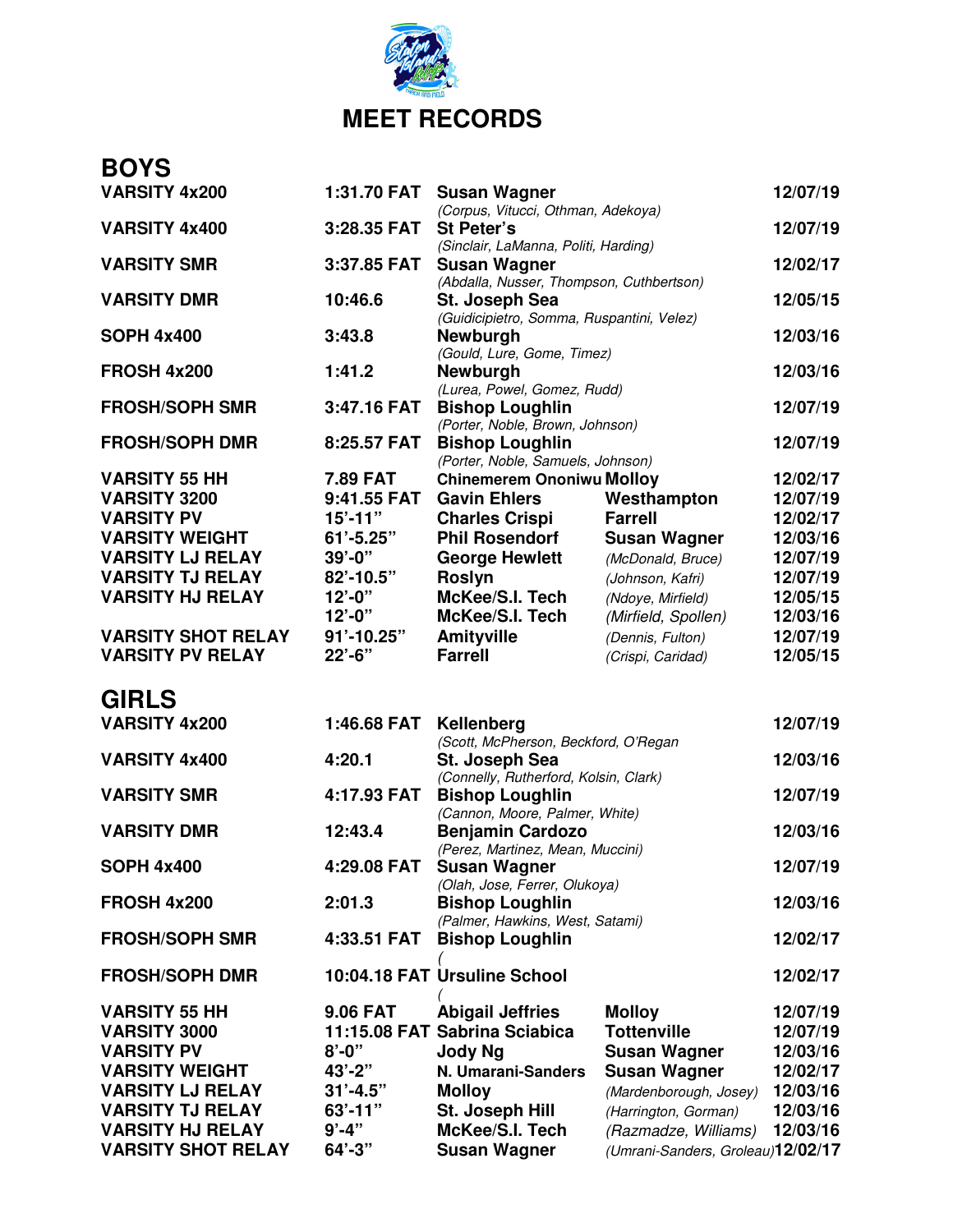# MEET RECORDS

## BOYS

| | | | | |
|---|---|---|---|---|
| **VARSITY 4x200** | **1:31.70 FAT** | **Susan Wagner** *(Corpus, Vitucci, Othman, Adekoya)* | | **12/07/19** |
| **VARSITY 4x400** | **3:28.35 FAT** | **St Peter's** *(Sinclair, LaManna, Politi, Harding)* | | **12/07/19** |
| **VARSITY SMR** | **3:37.85 FAT** | **Susan Wagner** *(Abdalla, Nusser, Thompson, Cuthbertson)* | | **12/02/17** |
| **VARSITY DMR** | **10:46.6** | **St. Joseph Sea** *(Guidicipietro, Somma, Ruspantini, Velez)* | | **12/05/15** |
| **SOPH 4x400** | **3:43.8** | **Newburgh** *(Gould, Lure, Gome, Timez)* | | **12/03/16** |
| **FROSH 4x200** | **1:41.2** | **Newburgh** *(Lurea, Powel, Gomez, Rudd)* | | **12/03/16** |
| **FROSH/SOPH SMR** | **3:47.16 FAT** | **Bishop Loughlin** *(Porter, Noble, Brown, Johnson)* | | **12/07/19** |
| **FROSH/SOPH DMR** | **8:25.57 FAT** | **Bishop Loughlin** *(Porter, Noble, Samuels, Johnson)* | | **12/07/19** |
| **VARSITY 55 HH** | **7.89 FAT** | **Chinemerem Ononiwu** | **Molloy** | **12/02/17** |
| **VARSITY 3200** | **9:41.55 FAT** | **Gavin Ehlers** | **Westhampton** | **12/07/19** |
| **VARSITY PV** | **15'-11"** | **Charles Crispi** | **Farrell** | **12/02/17** |
| **VARSITY WEIGHT** | **61'-5.25"** | **Phil Rosendorf** | **Susan Wagner** | **12/03/16** |
| **VARSITY LJ RELAY** | **39'-0"** | **George Hewlett** | *(McDonald, Bruce)* | **12/07/19** |
| **VARSITY TJ RELAY** | **82'-10.5"** | **Roslyn** | *(Johnson, Kafri)* | **12/07/19** |
| **VARSITY HJ RELAY** | **12'-0"** | **McKee/S.I. Tech** | *(Ndoye, Mirfield)* | **12/05/15** |
| | **12'-0"** | **McKee/S.I. Tech** | *(Mirfield, Spollen)* | **12/03/16** |
| **VARSITY SHOT RELAY** | **91'-10.25"** | **Amityville** | *(Dennis, Fulton)* | **12/07/19** |
| **VARSITY PV RELAY** | **22'-6"** | **Farrell** | *(Crispi, Caridad)* | **12/05/15** |

## GIRLS

| | | | | |
|---|---|---|---|---|
| **VARSITY 4x200** | **1:46.68 FAT** | **Kellenberg** *(Scott, McPherson, Beckford, O'Regan* | | **12/07/19** |
| **VARSITY 4x400** | **4:20.1** | **St. Joseph Sea** *(Connelly, Rutherford, Kolsin, Clark)* | | **12/03/16** |
| **VARSITY SMR** | **4:17.93 FAT** | **Bishop Loughlin** *(Cannon, Moore, Palmer, White)* | | **12/07/19** |
| **VARSITY DMR** | **12:43.4** | **Benjamin Cardozo** *(Perez, Martinez, Mean, Muccini)* | | **12/03/16** |
| **SOPH 4x400** | **4:29.08 FAT** | **Susan Wagner** *(Olah, Jose, Ferrer, Olukoya)* | | **12/07/19** |
| **FROSH 4x200** | **2:01.3** | **Bishop Loughlin** *(Palmer, Hawkins, West, Satami)* | | **12/03/16** |
| **FROSH/SOPH SMR** | **4:33.51 FAT** | **Bishop Loughlin** *(* | | **12/02/17** |
| **FROSH/SOPH DMR** | **10:04.18 FAT** | **Ursuline School** *(* | | **12/02/17** |
| **VARSITY 55 HH** | **9.06 FAT** | **Abigail Jeffries** | **Molloy** | **12/07/19** |
| **VARSITY 3000** | **11:15.08 FAT** | **Sabrina Sciabica** | **Tottenville** | **12/07/19** |
| **VARSITY PV** | **8'-0"** | **Jody Ng** | **Susan Wagner** | **12/03/16** |
| **VARSITY WEIGHT** | **43'-2"** | **N. Umarani-Sanders** | **Susan Wagner** | **12/02/17** |
| **VARSITY LJ RELAY** | **31'-4.5"** | **Molloy** | *(Mardenborough, Josey)* | **12/03/16** |
| **VARSITY TJ RELAY** | **63'-11"** | **St. Joseph Hill** | *(Harrington, Gorman)* | **12/03/16** |
| **VARSITY HJ RELAY** | **9'-4"** | **McKee/S.I. Tech** | *(Razmadze, Williams)* | **12/03/16** |
| **VARSITY SHOT RELAY** | **64'-3"** | **Susan Wagner** | *(Umrani-Sanders, Groleau)* | **12/02/17** |